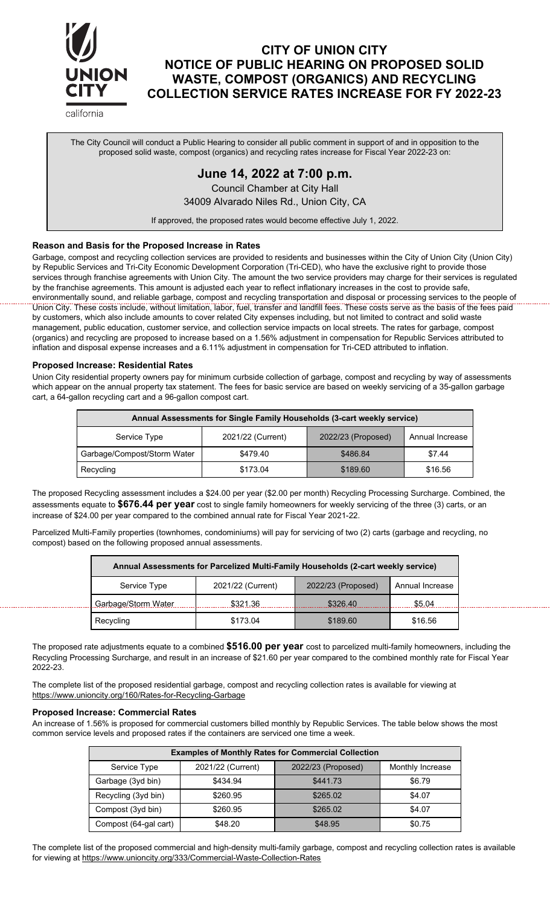# CITY OF UNION CITY NOTICE OF PUBLIC HEARING ON PROPOSED SOLID WASTE, COMPOST (ORGANICS) AND RECYCLING COLLECTION SERVICE RATES INCREASE FOR FY 2022-23

The City Council will conduct a Public Hearing to consider all public comment in support of and in opposition to the proposed solid waste, compost (organics) and recycling rates increase for Fiscal Year 2022-23 on:

## June 14, 2022 at 7:00 p.m.

Council Chamber at City Hall
34009 Alvarado Niles Rd., Union City, CA

If approved, the proposed rates would become effective July 1, 2022.

### Reason and Basis for the Proposed Increase in Rates

Garbage, compost and recycling collection services are provided to residents and businesses within the City of Union City (Union City) by Republic Services and Tri-City Economic Development Corporation (Tri-CED), who have the exclusive right to provide those services through franchise agreements with Union City. The amount the two service providers may charge for their services is regulated by the franchise agreements. This amount is adjusted each year to reflect inflationary increases in the cost to provide safe, environmentally sound, and reliable garbage, compost and recycling transportation and disposal or processing services to the people of Union City. These costs include, without limitation, labor, fuel, transfer and landfill fees. These costs serve as the basis of the fees paid by customers, which also include amounts to cover related City expenses including, but not limited to contract and solid waste management, public education, customer service, and collection service impacts on local streets. The rates for garbage, compost (organics) and recycling are proposed to increase based on a 1.56% adjustment in compensation for Republic Services attributed to inflation and disposal expense increases and a 6.11% adjustment in compensation for Tri-CED attributed to inflation.

### Proposed Increase: Residential Rates

Union City residential property owners pay for minimum curbside collection of garbage, compost and recycling by way of assessments which appear on the annual property tax statement. The fees for basic service are based on weekly servicing of a 35-gallon garbage cart, a 64-gallon recycling cart and a 96-gallon compost cart.

| Annual Assessments for Single Family Households (3-cart weekly service) | | | |
|---|---|---|---|
| Service Type | 2021/22 (Current) | 2022/23 (Proposed) | Annual Increase |
| Garbage/Compost/Storm Water | $479.40 | $486.84 | $7.44 |
| Recycling | $173.04 | $189.60 | $16.56 |

The proposed Recycling assessment includes a $24.00 per year ($2.00 per month) Recycling Processing Surcharge. Combined, the assessments equate to **$676.44 per year** cost to single family homeowners for weekly servicing of the three (3) carts, or an increase of $24.00 per year compared to the combined annual rate for Fiscal Year 2021-22.

Parcelized Multi-Family properties (townhomes, condominiums) will pay for servicing of two (2) carts (garbage and recycling, no compost) based on the following proposed annual assessments.

| Annual Assessments for Parcelized Multi-Family Households (2-cart weekly service) | | | |
|---|---|---|---|
| Service Type | 2021/22 (Current) | 2022/23 (Proposed) | Annual Increase |
| Garbage/Storm Water | $321.36 | $326.40 | $5.04 |
| Recycling | $173.04 | $189.60 | $16.56 |

The proposed rate adjustments equate to a combined **$516.00 per year** cost to parcelized multi-family homeowners, including the Recycling Processing Surcharge, and result in an increase of $21.60 per year compared to the combined monthly rate for Fiscal Year 2022-23.

The complete list of the proposed residential garbage, compost and recycling collection rates is available for viewing at https://www.unioncity.org/160/Rates-for-Recycling-Garbage

### Proposed Increase: Commercial Rates

An increase of 1.56% is proposed for commercial customers billed monthly by Republic Services. The table below shows the most common service levels and proposed rates if the containers are serviced one time a week.

| Examples of Monthly Rates for Commercial Collection | | | |
|---|---|---|---|
| Service Type | 2021/22 (Current) | 2022/23 (Proposed) | Monthly Increase |
| Garbage (3yd bin) | $434.94 | $441.73 | $6.79 |
| Recycling (3yd bin) | $260.95 | $265.02 | $4.07 |
| Compost (3yd bin) | $260.95 | $265.02 | $4.07 |
| Compost (64-gal cart) | $48.20 | $48.95 | $0.75 |

The complete list of the proposed commercial and high-density multi-family garbage, compost and recycling collection rates is available for viewing at https://www.unioncity.org/333/Commercial-Waste-Collection-Rates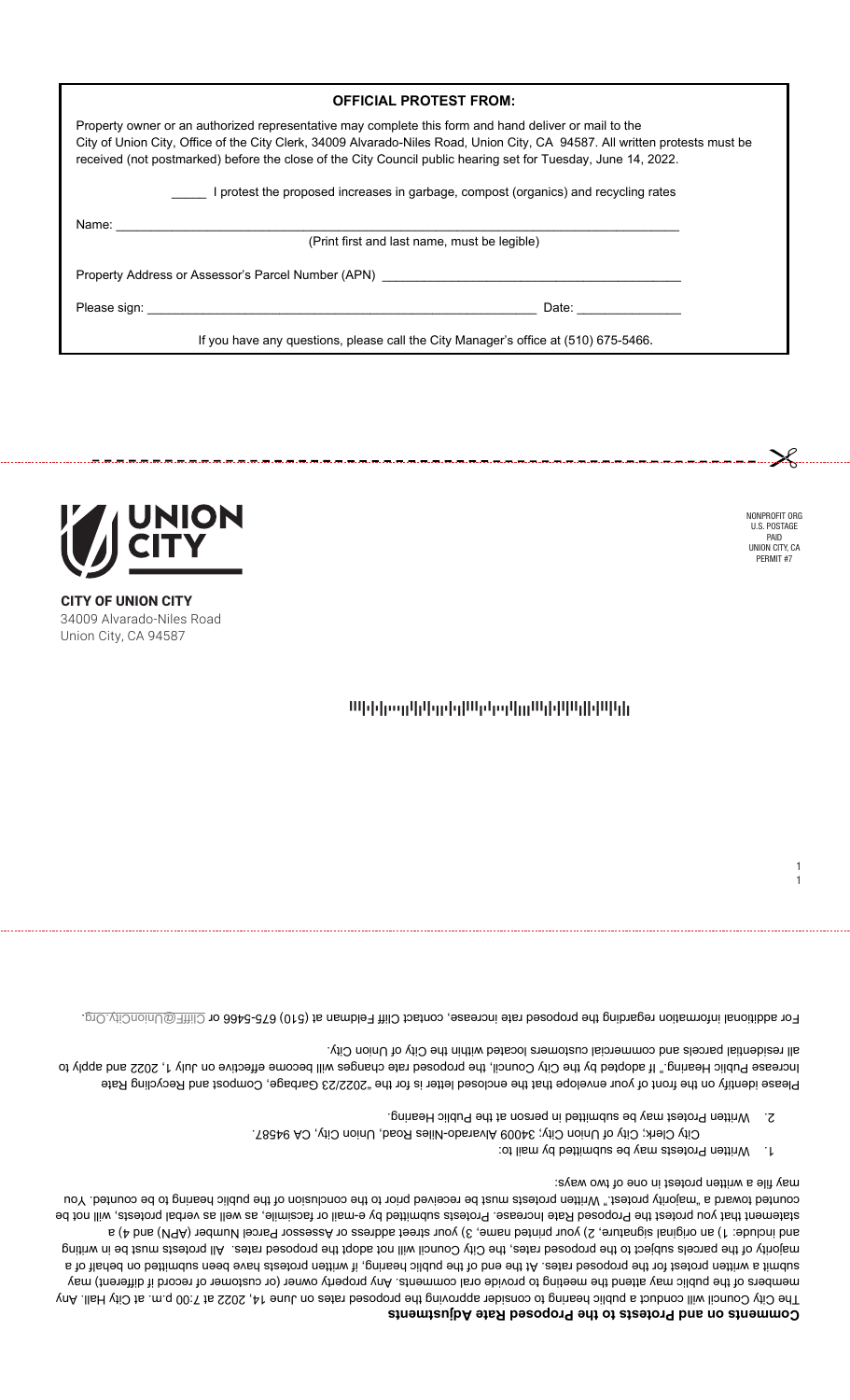## OFFICIAL PROTEST FROM:

Property owner or an authorized representative may complete this form and hand deliver or mail to the City of Union City, Office of the City Clerk, 34009 Alvarado-Niles Road, Union City, CA 94587. All written protests must be received (not postmarked) before the close of the City Council public hearing set for Tuesday, June 14, 2022.

_____ I protest the proposed increases in garbage, compost (organics) and recycling rates

Name: ______________________________________________________________________________

(Print first and last name, must be legible)

Property Address or Assessor's Parcel Number (APN) ___________________________________________

Please sign: ______________________________________________________ Date: _______________

If you have any questions, please call the City Manager's office at (510) 675-5466.

---

**UNION CITY**

**CITY OF UNION CITY**
34009 Alvarado-Niles Road
Union City, CA 94587

NONPROFIT ORG
U.S. POSTAGE
PAID
UNION CITY, CA
PERMIT #7

---

### Comments on and Protests to the Proposed Rate Adjustments

The City Council will conduct a public hearing to consider approving the proposed rates on June 14, 2022 at 7:00 p.m. at City Hall. Any members of the public may attend the meeting to provide oral comments. Any property owner (or customer of record if different) may submit a written protest for the proposed rates. At the end of the public hearing, if written protests have been submitted on behalf of a majority of the parcels subject to the proposed rates, the City Council will not adopt the proposed rates. All protests must be in writing and include: 1) an original signature, 2) your printed name, 3) your street address or Assessor Parcel Number (APN) and 4) a statement that you protest the Proposed Rate Increase. Protests submitted by e-mail or facsimile, as well as verbal protests, will not be counted toward a "majority protest." Written protests must be received prior to the conclusion of the public hearing to be counted. You may file a written protest in one of two ways:

1. Written Protests may be submitted by mail to:
   City Clerk; City of Union City; 34009 Alvarado-Niles Road, Union City, CA 94587.
2. Written Protest may be submitted in person at the Public Hearing.

Please identify on the front of your envelope that the enclosed letter is for the "2022/23 Garbage, Compost and Recycling Rate Increase Public Hearing." If adopted by the City Council, the proposed rate changes will become effective on July 1, 2022 and apply to all residential parcels and commercial customers located within the City of Union City.

For additional information regarding the proposed rate increase, contact Cliff Feldman at (510) 675-5466 or CliffF@UnionCity.Org.